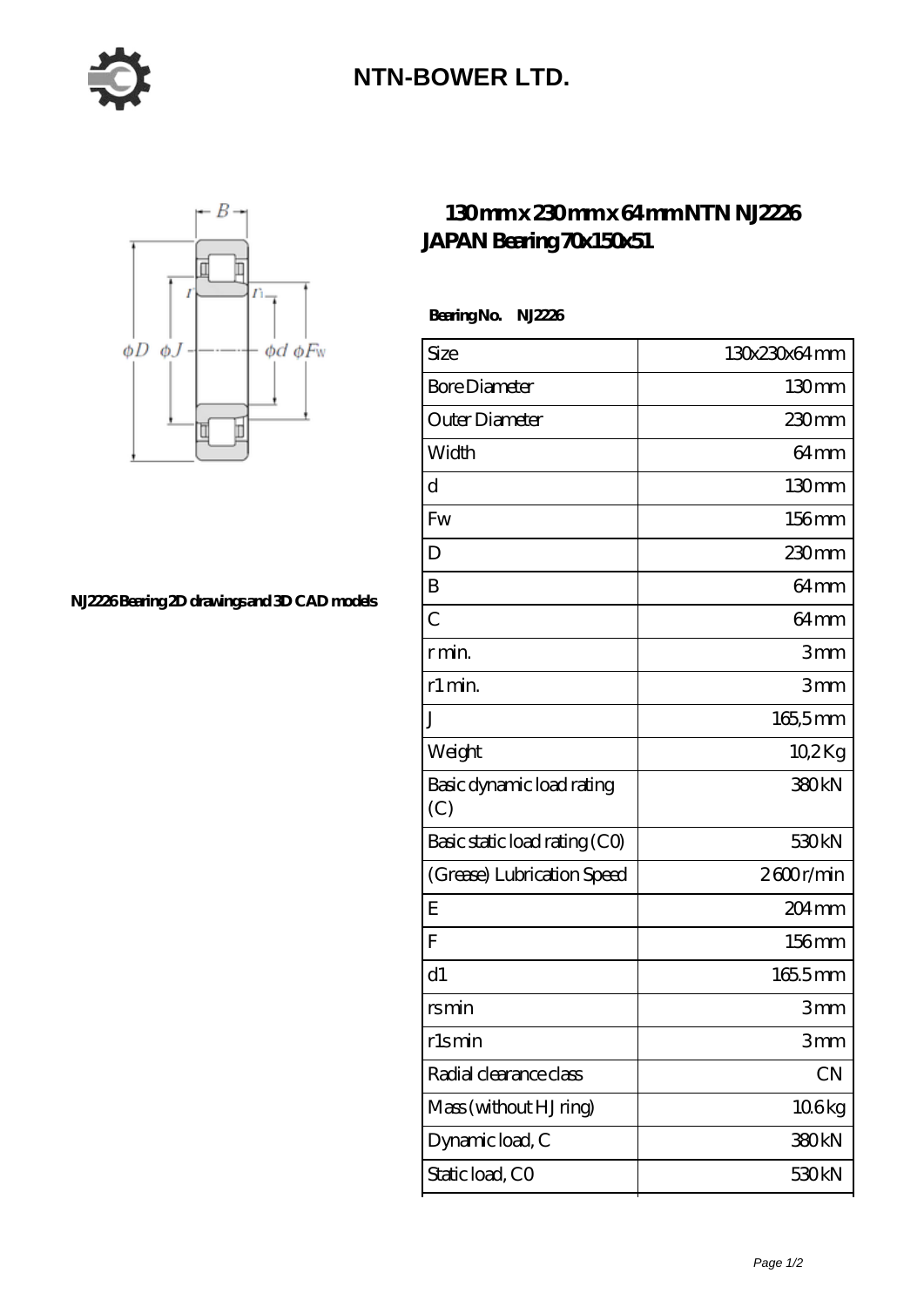# NTN-BOWER LTD.

## 130 mm x 230 mm x 64 mm NTN NJ2226 JAPAN Bearing 70x150x51

NJ2226 Bearing 2D drawings and 3D CAD models

**Bearing No.** **NJ2226**

| Size | 130x230x64 mm |
|---|---|
| Bore Diameter | 130 mm |
| Outer Diameter | 230 mm |
| Width | 64 mm |
| d | 130 mm |
| Fw | 156 mm |
| D | 230 mm |
| B | 64 mm |
| C | 64 mm |
| r min. | 3 mm |
| r1 min. | 3 mm |
| J | 165,5 mm |
| Weight | 10,2 Kg |
| Basic dynamic load rating (C) | 380 kN |
| Basic static load rating (C0) | 530 kN |
| (Grease) Lubrication Speed | 2 600 r/min |
| E | 204 mm |
| F | 156 mm |
| d1 | 165.5 mm |
| rs min | 3 mm |
| r1s min | 3 mm |
| Radial clearance class | CN |
| Mass (without HJ ring) | 10.6 kg |
| Dynamic load, C | 380 kN |
| Static load, C0 | 530 kN |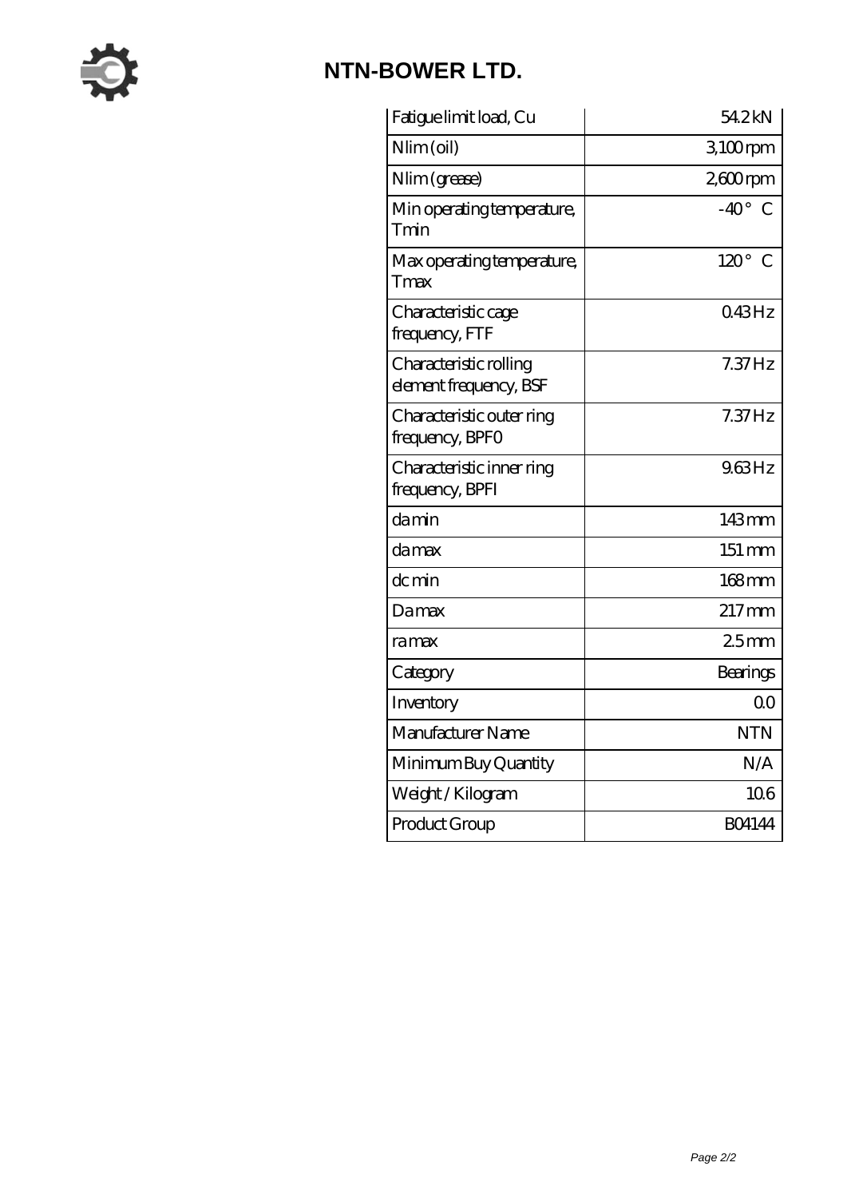# NTN-BOWER LTD.

| | |
|---|---|
| Fatigue limit load, Cu | 54.2 kN |
| Nlim (oil) | 3,100 rpm |
| Nlim (grease) | 2,600 rpm |
| Min operating temperature, Tmin | -40 ° C |
| Max operating temperature, Tmax | 120 ° C |
| Characteristic cage frequency, FTF | 0.43 Hz |
| Characteristic rolling element frequency, BSF | 7.37 Hz |
| Characteristic outer ring frequency, BPF0 | 7.37 Hz |
| Characteristic inner ring frequency, BPFI | 9.63 Hz |
| da min | 143 mm |
| da max | 151 mm |
| dc min | 168 mm |
| Da max | 217 mm |
| ra max | 2.5 mm |
| Category | Bearings |
| Inventory | 0.0 |
| Manufacturer Name | NTN |
| Minimum Buy Quantity | N/A |
| Weight / Kilogram | 10.6 |
| Product Group | B04144 |